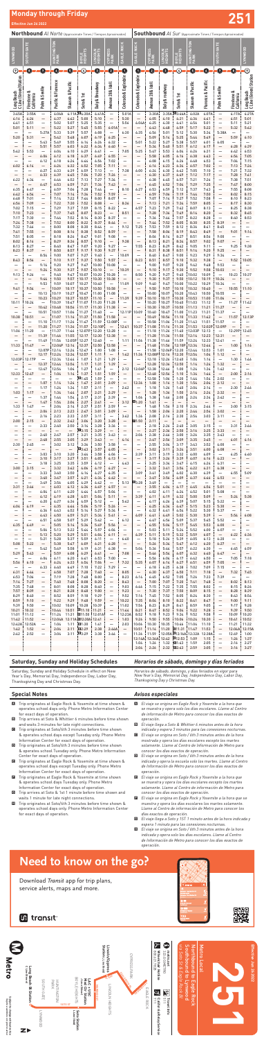# Monday through Friday

**Effective Jun 26 2022**

# 251

## Northbound *Al Norte* (Approximate Times / *Tiempos Aproximados*)

| LYNWOOD | SOUTH GATE | HUNTINGTON PARK | | BOYLE HEIGHTS | LINCOLN HEIGHTS | CYPRESS PARK | EAGLE ROCK |
|---|---|---|---|---|---|---|---|
| ① | ② | ③ | ④ | ⑤ | ⑥ | ⑦ | ⑧ |
| Long Beach & Lake/Imperial Station | Firestone & California | Pacific & Florence | Slauson & Pacific | Soto & 1st | Daly & Broadway | Avenue 28 & Idell | Colorado & Eagledale |
| 3:45A | 3:55A | 4:06A | 4:11A | 4:28A | 4:41A | 4:51A | 5:01A |
| 4:16 | 4:26 | 4:37 | 4:42 | 4:58 | 5:13 | — | 5:30 |
| 4:41 | 4:51 | 5:02 | 5:07 | 5:25 | 5:35 | — | 5:54 |
| 5:01 | 5:11 | 5:22 | 5:27 | 5:45 | 5:55 | 6:01A | — |
| — | — | 5:27A | 5:33 | 5:52 | 6:08 | — | 6:26 |
| 5:20 | 5:31 | 5:42 | 5:48 | 6:07 | 6:19 | — | 6:39 |
| — | — | 5:51 | 5:57 | 6:17 | 6:27 | — | — |
| 5:42 | 5:53 | 6:04 | 6:10 | 6:29 | 6:40 | — | 7:05 |
| 6:02 | 6:14 | 6:26 | 6:32 | 6:52 | 7:05 | — | 7:26 |
| 6:15 | 6:26 | 6:37 | 6:43 | 7:02 | 7:15 | — | 7:38 |
| 6:22 | 6:34 | 6:46 | 6:53 | 7:13 | 7:27 | — | — |
| — | — | 6:47 | 6:53 | 7:14 | 7:27 | — | 7:50 |
| 6:35 | 6:47 | 6:59 | 7:06 | 7:28 | 7:44 | — | 8:10 |
| 6:48 | 7:01 | 7:14 | 7:22 | 7:44 | 8:00 | — | — |
| 7:02 | 7:15 | 7:29 | 7:37 | 7:59 | 8:15 | — | 8:41 |
| 7:17 | 7:30 | 7:44 | 7:52 | 8:15 | 8:30 | — | — |
| 7:32 | 7:45 | 7:59 | 8:08 | 8:30 | 8:46 | — | 9:12 |
| 7:48 | 8:01 | 8:15 | 8:24 | 8:46 | 9:01 | — | — |
| 8:02 | 8:15 | 8:29 | 8:38 | 8:59 | 9:14 | — | 9:38 |
| 8:13 | 8:27 | 8:40 | 8:47 | 9:07 | 9:20 | — | — |
| 8:23 | 8:37 | 8:50 | 8:57 | 9:17 | 9:30 | — | 9:55 |
| — | 8:54 | 9:00 | 9:07 | 9:27 | 9:40 | — | — |
| 8:43 | 8:56 | 9:10 | 9:17 | 9:37 | 9:50 | — | 10:13 |
| — | 9:14 | 9:20 | 9:27 | 9:47 | 10:00 | — | — |
| 9:05 | 9:17 | 9:30 | 9:37 | 9:57 | 10:10 | — | 10:34 |
| 9:12 | 9:26 | 9:40 | 9:47 | 10:07 | 10:20 | — | — |
| — | 9:44 | 9:50 | 9:57 | 10:17 | 10:30 | — | 10:54 |
| 9:41 | 9:54 | 10:09 | 10:17 | 10:37 | 10:50 | — | — |
| — | 10:13 | 10:19 | 10:27 | 10:47 | 11:00 | — | 11:24 |
| 10:11 | 10:24 | 10:39 | 10:47 | 11:07 | 11:20 | — | — |
| — | 10:42 | 10:48 | 10:56 | 11:17 | 11:30 | — | 11:54 |
| 10:38 | 10:51 | 11:07 | 11:16 | 11:37 | 11:50 | — | 12:13P |
| — | 11:10 | 11:17 | 11:26 | 11:47 | 12:00P | — | — |
| 11:06 | 11:20 | 11:37 | 11:46 | 12:07P | 12:20 | — | 12:43 |
| — | 11:39 | 11:46 | 11:55 | 12:17 | 12:30 | — | — |
| 11:33 | 11:47 | 12:06P | 12:16 | 12:37 | 12:50 | — | 1:13 |
| — | 12:07P | 12:16 | 12:26 | 12:47 | 1:00 | — | — |
| 12:02P | 12:17 | 12:36 | 12:46 | 1:07 | 1:20 | — | 1:43 |
| — | 12:37 | 12:46 | 12:56 | 1:17 | 1:30 | — | — |
| 12:32 | 12:47 | 1:06 | 1:16 | 1:37 | 1:50 | — | 2:12 |
| — | 1:07 | 1:16 | 1:26 | 1:47 | 2:01 | — | — |
| 1:02 | 1:17 | 1:36 | 1:46 | 2:07 | 2:21 | — | 2:44 |
| — | 1:37 | 1:46 | 1:56 | 2:17 | 2:31 | — | — |
| 1:33 | 1:47 | 2:06 | 2:16 | 2:37 | 2:51 | — | 3:13 |
| — | 2:04 | 2:13 | 2:23 | 2:47 | 3:01 | — | — |
| 2:00 | 2:15 | 2:32 | 2:42 | 3:04 | 3:20 | — | 3:44 |
| — | 2:33 | 2:40 | 2:50 | 3:13 | 3:29 | — | — |
| 2:30 | 2:45 | 3:02 | 3:12 | 3:36 | 3:52 | — | 4:16 |
| — | 3:03 | 3:10 | 3:20 | 3:43 | 3:59 | — | — |
| 3:00 | 3:15 | 3:32 | 3:42 | 4:06 | 4:22 | — | 4:46 |
| — | 3:33 | 3:40 | 3:50 | 4:13 | 4:29 | — | — |
| 3:31 | 3:46 | 4:03 | 4:13 | 4:36 | 4:52 | — | 5:15 |
| — | 4:04 | 4:11 | 4:21 | 4:44 | 5:00 | — | — |
| 4:04 | 4:19 | 4:36 | 4:46 | 5:09 | 5:24 | — | 5:47 |
| 4:35 | 4:49 | 5:05 | 5:15 | 5:37 | 5:52 | — | 6:14 |
| 5:08 | 5:22 | 5:38 | 5:48 | 6:09 | 6:23 | — | 6:44 |
| 5:29 | 5:43 | 5:58 | 6:07 | 6:27 | 6:40 | — | 7:00 |
| — | 6:04 | 6:11 | 6:20 | 6:41 | 6:53 | — | — |
| 6:11 | 6:24 | 6:38 | 6:47 | 7:06 | 7:18 | — | 7:36 |
| 6:52 | 7:04 | 7:16 | 7:24 | 7:42 | 7:52 | — | 8:08 |
| 7:31 | 7:43 | 7:55 | 8:03 | 8:19 | 8:29 | — | 8:44 |
| 8:02 | 8:14 | 8:26 | 8:33 | 8:48 | 8:58 | — | 9:12 |
| 8:29 | 8:40 | 8:52 | 8:59 | 9:14 | 9:23 | — | 9:36 |
| 9:03 | 9:14 | 9:25 | 9:32 | 9:46 | 9:55 | — | 10:07 |
| 9:39 | 9:50 | 10:01 | 10:08 | 10:21 | 10:30 | — | 10:42 |
| 10:21 | 10:31 | 10:41 | 10:48 | 11:00 | 11:08 | — | 11:19 |
| 11:01 | 11:12 | 11:22 | 11:28 | 11:40 | 11:48 | — | 11:58 |
| 11:42 | 11:52 | 12:02A | 12:08A | 12:19A | 12:27A | — | 12:37A |
| 12:42A | 12:52A | 1:02 | 1:07 | 1:18 | 1:25 | — | 1:35 |
| 1:42 | 1:52 | 2:02 | 2:07 | 2:18 | 2:25 | — | 2:35 |

## Southbound *Al Sur* (Approximate Times / *Tiempos Aproximados*)

| EAGLE ROCK | CYPRESS PARK | LINCOLN HEIGHTS | BOYLE HEIGHTS | HUNTINGTON PARK | | SOUTH GATE | LYNWOOD |
|---|---|---|---|---|---|---|---|
| ⑧ | ⑦ | ⑥ | ⑤ | ④ | ③ | ② | ① |
| Colorado & Eagledale | Avenue 28 & Idell | Daly & Broadway | Soto & 1st | Slauson & Pacific | Florence & Pacific | Firestone & California | Long Beach & Lake/Imperial Station |
| — | 3:50A | 4:00A | 4:13A | 4:28A | 4:34A | 4:40A | 4:51A |
| 4:36A | 4:46 | 4:56 | 5:10 | 5:25 | 5:31 | 5:37 | 5:48 |
| 5:05 | 5:15 | 5:25 | 5:40 | 5:56 | 6:02 | 6:09 | 6:21 |
| 5:30 | 5:41 | 5:52 | 6:08 | 6:25 | 6:32 | 6:39 | 6:51 |
| 5:55 | 6:06 | 6:18 | 6:35 | 6:53 | 7:00 | 7:08 | 7:21 |
| 6:20 | 6:32 | 6:45 | 7:03 | 7:22 | 7:29 | 7:37 | 7:50 |
| 6:45 | 6:57 | 7:11 | 7:30 | 7:50 | 7:58 | 8:06 | 8:19 |
| 7:10 | 7:22 | 7:36 | 7:55 | 8:15 | 8:23 | 8:31 | 8:44 |
| 7:35 | 7:47 | 8:01 | 8:20 | 8:39 | 8:47 | 8:55 | 9:08 |
| 8:00 | 8:12 | 8:26 | 8:44 | 9:02 | 9:10 | 9:18 | 9:31 |
| 8:25 | 8:37 | 8:50 | 9:07 | 9:25 | 9:33 | 9:41 | 9:54 |
| 8:50 | 9:02 | 9:15 | 9:32 | 9:50 | 9:58 | 10:06 | 10:19 |
| 9:15 | 9:27 | 9:40 | 9:57 | 10:15 | 10:23 | 10:31 | 10:44 |
| 9:40 | 9:52 | 10:05 | 10:22 | 10:40 | 10:48 | 10:56 | 11:09 |
| 10:05 | 10:17 | 10:30 | 10:47 | 11:05 | 11:13 | 11:21 | 11:34 |
| 10:30 | 10:42 | 10:55 | 11:12 | 11:30 | 11:38 | 11:46 | 11:59 |
| 10:55 | 11:07 | 11:20 | 11:37 | 11:55 | 12:03P | 12:11P | 12:24P |
| 11:20 | 11:32 | 11:45 | 12:02P | 12:20P | 12:28 | 12:36 | 12:49 |
| 11:45 | 11:57 | 12:10P | 12:27 | 12:45 | 12:53 | 1:01 | 1:14 |
| 12:10P | 12:22P | 12:35 | 12:52 | 1:10 | 1:18 | 1:26 | 1:39 |
| 12:35 | 12:47 | 1:00 | 1:17 | 1:35 | 1:43 | 1:51 | 2:04 |
| 1:00 | 1:12 | 1:25 | 1:42 | 2:00 | 2:08 | 2:16 | 2:29 |
| 1:25 | 1:37 | 1:50 | 2:07 | 2:25 | 2:33 | 2:41 | 2:54 |
| 1:50 | 2:02 | 2:15 | 2:32 | 2:50 | 2:58 | 3:06 | 3:19 |
| 2:15 | 2:27 | 2:40 | 2:57 | 3:15 | 3:23 | 3:31 | 3:44 |
| 2:40 | 2:52 | 3:05 | 3:22 | 3:40 | 3:48 | 3:56 | 4:09 |
| 3:05 | 3:17 | 3:30 | 3:47 | 4:05 | 4:13 | 4:21 | 4:34 |
| 3:30 | 3:42 | 3:55 | 4:12 | 4:30 | 4:38 | 4:46 | 4:59 |
| 3:55 | 4:07 | 4:20 | 4:37 | 4:55 | 5:03 | 5:11 | 5:24 |
| 4:20 | 4:32 | 4:45 | 5:02 | 5:20 | 5:28 | 5:36 | 5:49 |
| 4:45 | 4:57 | 5:10 | 5:27 | 5:45 | 5:53 | 6:01 | 6:14 |
| 5:10 | 5:22 | 5:35 | 5:52 | 6:10 | 6:18 | 6:26 | 6:39 |
| 5:35 | 5:47 | 6:00 | 6:17 | 6:35 | 6:43 | 6:51 | 7:04 |
| 6:00 | 6:12 | 6:25 | 6:42 | 6:59 | 7:07 | 7:15 | 7:27 |
| 6:30 | 6:41 | 6:54 | 7:10 | 7:26 | 7:33 | 7:40 | 7:52 |
| 7:05 | 7:16 | 7:28 | 7:43 | 7:58 | 8:05 | 8:12 | 8:23 |
| 7:40 | 7:51 | 8:02 | 8:16 | 8:30 | 8:37 | 8:43 | 8:54 |
| 8:20 | 8:30 | 8:41 | 8:54 | 9:07 | 9:13 | 9:19 | 9:30 |
| 9:00 | 9:10 | 9:21 | 9:34 | 9:47 | 9:53 | 9:59 | 10:10 |
| 9:40 | 9:50 | 10:00 | 10:12 | 10:24 | 10:30 | 10:36 | 10:46 |
| 10:20 | 10:30 | 10:40 | 10:52 | 11:04 | 11:10 | 11:16 | 11:26 |
| 11:00 | 11:10 | 11:20 | 11:32 | 11:44 | 11:50 | 11:56 | 12:06A |
| 11:46 | 11:56 | 12:06A | 12:17A | 12:28A | 12:34A | 12:40A | 12:49A |
| 12:46A | 12:56A | 1:06 | 1:17 | 1:28 | 1:34 | 1:40 | 1:49 |
| 1:46 | 1:56 | 2:06 | 2:17 | 2:28 | 2:34 | 2:40 | 2:49 |

### Saturday, Sunday and Holiday Schedules

Saturday, Sunday and Holiday Schedule in effect on New Year's Day, Memorial Day, Independence Day, Labor Day, Thanksgiving Day and Christmas Day.

### *Horarios de sábado, domingo y días feriados*

*Horarios de sábado, domingo y días feriados en vigor para New Year's Day, Memorial Day, Independence Day, Labor Day, Thanksgiving Day y Christmas Day.*

### Special Notes

- **A** Trip originates at Eagle Rock & Yosemite at time shown & operates school days only. Phone Metro Information Center for exact days of operation.
- **B** Trip arrives at Soto & Whittier 4 minutes before time shown and waits 4 minutes for late night connections.
- **C** Trip originates at Soto/6th 3 minutes before time shown & operates school days only. Phone Metro Information Center for exact days of operation.
- **D** Trip originates at Soto/6th 3 minutes before time shown & operates school days only. Phone Metro Information Center for exact days of operation.
- **E** Trip originates at Eagle Rock & Yosemite at time shown & operates school days only. Phone Metro Information Center for exact days of operation.
- **F** Trip arrives at Soto & 1st 11 minutes before time shown and waits 11 minutes for late night connections.
- **G** Trip originates at Soto/6th 3 minutes before time shown & operates school days only. Phone Metro Information Center for exact days of operation.

### *Avisos especiales*

- **A** *El viaje se origina en Eagle Rock y Yosemite a la hora que se muestra y opera solo los días escolares. Llame al Centro de Información de Metro para conocer los días exactos de operación.*
- **B** *El viaje llega a Soto & Whittier 4 minutos antes de la hora indicada y espera 3 minutos para las conexiones nocturnas.*
- **C** *El viaje se origina en Soto / 6th 3 minutos antes de la hora mostrada y opera los días escolares solamente. Llame al Centro de Información de Metro para conocer los días exactos de operación.*
- **D** *El viaje se origina en Soto / 6th 3 minutos antes de la hora indicada y opera la escuela solo los lunes. Llame al Centro de Información de Metro para conocer los días exactos de operación.*
- **E** *El viaje se origina en Eagle Rock y Yosemite a la hora que se muestra y opera los días escolares los martes solamente. Llame al Centro de Información de Metro para conocer los días exactos de operación.*
- **F** *El viaje llega a Soto y 1st 11 minutos antes de la hora indicada y espera 11 minutos para las conexiones nocturnas.*
- **G** *El viaje se origina en Soto / 6th 3 minutos antes de la hora indicada y opera los días escolares los martes solamente. Llame al Centro de Información de Metro para conocer los días exactos de operación.*

## Need to know on the go?

Download *Transit* app for trip plans, service alerts, maps and more.

transit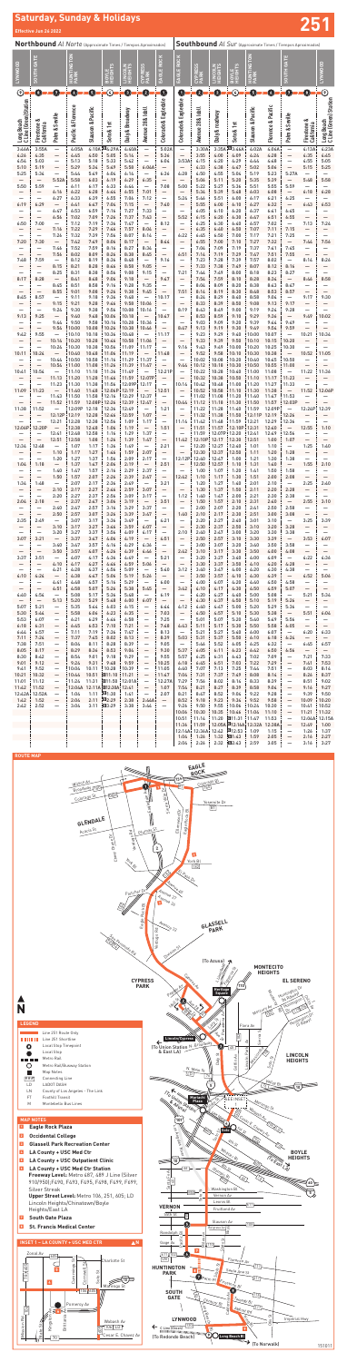# Saturday, Sunday & Holidays

Effective Jan 26 2022

# 251

## Northbound Al Norte (Approximate Times / Tiempos Aproximados)

| LYNWOOD | | SOUTH GATE | HUNTINGTON PARK | | BOYLE HEIGHTS | LINCOLN HEIGHTS | CYPRESS PARK | EAGLE ROCK |
|---|---|---|---|---|---|---|---|---|
| Long Beach & Imperial Station (C Line Station) | Long Beach & California | Pacific & Mile | Pacific & Florence | Pacific & Slauson | Soto & 1st | Daly & Broadway | Cypress & Figueroa | Colorado & Eagledale |
| 2:46A | 2:55A | — | 3:05A | 4:10A | 4:21A | 4:40A | — | 5:02A |
| 4:26 | 4:35 | — | 4:45 | 4:53 | 5:05 | 5:16 | — | 5:34 |
| 5:04 | 5:03 | — | 5:13 | 5:18 | 5:23 | 5:42 | — | 6:06 |
| 5:10 | 5:19 | — | 5:29 | 5:34 | 5:49 | 5:58 | 6:06A | — |
| 5:25 | 5:34 | — | 5:44 | 5:49 | 6:04 | 6:14 | — | 6:34 |
| — | 5:52A | — | 5:58 | 6:03 | 6:19 | 6:29 | 6:35 | — |
| 5:50 | 5:59 | — | 6:11 | 6:17 | 6:32 | 6:43 | — | 7:08 |
| — | — | 6:16 | 6:22 | 6:28 | 6:44 | 6:55 | 7:01 | — |
| — | — | 6:27 | 6:33 | 6:39 | 6:55 | 7:06 | 7:12 | — |
| 6:19 | 6:29 | — | 6:41 | 6:47 | 7:04 | 7:15 | — | 7:40 |
| — | 6:47 | — | 6:53 | 6:59 | 7:16 | 7:27 | 7:33 | — |
| — | 6:56 | — | 7:02 | 7:09 | 7:26 | 7:37 | 7:43 | — |
| 6:50 | 7:00 | — | 7:12 | 7:19 | 7:36 | 7:47 | — | 8:12 |
| — | 7:16 | — | 7:22 | 7:29 | 7:47 | 7:58 | 8:04 | — |
| — | 7:26 | — | 7:32 | 7:39 | 7:58 | 8:09 | 8:16 | — |
| 7:20 | 7:30 | — | 7:42 | 7:49 | 8:07 | 8:18 | — | 8:44 |
| — | — | 7:44 | 7:52 | 7:59 | 8:16 | 8:27 | 8:34 | — |
| — | — | 7:56 | 8:02 | 8:09 | 8:28 | 8:39 | 8:45 | — |
| 7:48 | 7:59 | — | 8:12 | 8:19 | 8:38 | 8:49 | — | 9:16 |
| — | — | 8:14 | 8:21 | 8:28 | 8:46 | 8:59 | 9:05 | — |
| — | — | 8:25 | 8:31 | 8:38 | 8:56 | 9:08 | 9:15 | — |
| 8:17 | 8:28 | — | 8:41 | 8:48 | 9:06 | 9:18 | — | 9:47 |
| — | — | 8:45 | 8:51 | 8:58 | 9:16 | 9:28 | 9:35 | — |
| — | — | 8:55 | 9:01 | 9:08 | 9:26 | 9:38 | 9:45 | — |
| 8:45 | 8:57 | — | 9:11 | 9:18 | 9:36 | 9:48 | — | 10:17 |
| — | — | 9:15 | 9:21 | 9:28 | 9:46 | 9:58 | 10:04 | — |
| — | — | 9:24 | 9:30 | 9:38 | 9:56 | 10:08 | 10:14 | — |
| 9:13 | 9:25 | — | 9:40 | 9:48 | 10:06 | 10:18 | — | 10:47 |
| — | — | 9:44 | 9:50 | 9:58 | 10:16 | 10:28 | 10:34 | — |
| — | — | 9:54 | 10:00 | 10:08 | 10:26 | 10:38 | 10:44 | — |
| 9:42 | 9:55 | — | 10:10 | 10:18 | 10:36 | 10:48 | — | 11:17 |
| — | — | 10:14 | 10:20 | 10:28 | 10:46 | 10:58 | 11:04 | — |
| — | — | 10:24 | 10:30 | 10:38 | 10:56 | 11:07 | 11:17 | — |
| 10:11 | 10:24 | — | 10:40 | 10:48 | 11:06 | 11:19 | — | 11:48 |
| — | — | 10:44 | 10:50 | 10:58 | 11:16 | 11:29 | 11:37 | — |
| — | — | 10:54 | 11:00 | 11:08 | 11:26 | 11:39 | 11:47 | — |
| 10:41 | 10:54 | — | 11:10 | 11:18 | 11:36 | 11:49 | — | 12:21P |
| — | — | 11:13 | 11:20 | 11:28 | 11:46 | 11:59 | 12:07P | — |
| — | — | 11:23 | 11:30 | 11:38 | 11:56 | 12:09P | 12:17 | — |
| 11:09 | 11:23 | — | 11:40 | 11:48 | 12:06P | 12:19 | — | 12:51 |
| — | — | 11:43 | 11:50 | 11:58 | 12:16 | 12:29 | 12:37 | — |
| — | — | 11:52 | 11:59 | 12:08P | 12:26 | 12:39 | 12:47 | — |
| 11:38 | 11:52 | — | 12:09P | 12:18 | 12:36 | 12:49 | — | 1:21 |
| — | — | 12:12P | 12:19 | 12:28 | 12:46 | 12:59 | 1:07 | — |
| — | — | 12:21 | 12:28 | 12:38 | 12:56 | 1:09 | 1:17 | — |
| 12:06P | 12:20P | — | 12:38 | 12:48 | 1:06 | 1:19 | — | 1:51 |
| — | — | 12:41 | 12:48 | 12:58 | 1:16 | 1:29 | 1:37 | — |
| — | — | 12:51 | 12:58 | 1:08 | 1:26 | 1:39 | 1:47 | — |
| 12:34 | 12:48 | — | 1:07 | 1:17 | 1:36 | 1:49 | — | 2:21 |
| — | — | 1:10 | 1:17 | 1:27 | 1:46 | 1:59 | 2:07 | — |
| — | — | 1:20 | 1:27 | 1:37 | 1:56 | 2:09 | 2:17 | — |
| 1:04 | 1:18 | — | 1:37 | 1:47 | 2:06 | 2:19 | — | 2:51 |
| — | — | 1:40 | 1:47 | 1:57 | 2:16 | 2:29 | 2:37 | — |
| — | — | 1:50 | 1:57 | 2:07 | 2:26 | 2:39 | 2:47 | — |
| 1:34 | 1:48 | — | 2:07 | 2:17 | 2:36 | 2:49 | — | 3:21 |
| — | — | 2:10 | 2:17 | 2:27 | 2:46 | 2:59 | 3:07 | — |
| — | — | 2:20 | 2:27 | 2:37 | 2:56 | 3:09 | 3:17 | — |
| 2:04 | 2:18 | — | 2:37 | 2:47 | 3:06 | 3:19 | — | 3:51 |
| — | — | 2:40 | 2:47 | 2:57 | 3:16 | 3:29 | 3:37 | — |
| — | — | 2:50 | 2:57 | 3:07 | 3:26 | 3:39 | 3:47 | — |
| 2:35 | 2:49 | — | 3:07 | 3:17 | 3:36 | 3:49 | — | 4:21 |
| — | — | 3:10 | 3:17 | 3:27 | 3:46 | 3:59 | 4:07 | — |
| — | — | 3:20 | 3:27 | 3:37 | 3:56 | 4:09 | 4:17 | — |
| 3:07 | 3:21 | — | 3:37 | 3:47 | 4:06 | 4:19 | — | 4:51 |
| — | — | 3:40 | 3:47 | 3:57 | 4:16 | 4:29 | 4:37 | — |
| — | — | 3:50 | 3:57 | 4:07 | 4:26 | 4:39 | 4:46 | — |
| 3:37 | 3:51 | — | 4:07 | 4:17 | 4:36 | 4:49 | — | 5:21 |
| — | — | 4:10 | 4:17 | 4:27 | 4:46 | 4:59 | 5:06 | — |
| — | — | 4:21 | 4:27 | 4:37 | 4:56 | 5:09 | 5:16 | — |
| 4:10 | 4:24 | — | 4:37 | 4:47 | 5:06 | 5:19 | — | 5:50 |
| — | — | 4:41 | 4:48 | 4:57 | 5:16 | 5:29 | 5:36 | — |
| 4:40 | 4:54 | — | 4:58 | 5:07 | 5:26 | 5:38 | — | 6:19 |
| — | — | 5:13 | 5:20 | 5:29 | 5:48 | 6:00 | 6:07 | — |
| 5:07 | 5:21 | — | 5:35 | 5:44 | 6:03 | 6:15 | — | 6:46 |
| 5:30 | 5:44 | — | 5:58 | 6:06 | 6:25 | 6:36 | — | 7:03 |
| 5:53 | 6:06 | — | 6:21 | 6:29 | 6:48 | 6:59 | — | 7:25 |
| 6:18 | 6:31 | — | 6:45 | 6:53 | 7:10 | 7:21 | — | 7:48 |
| 6:43 | 6:57 | — | 7:11 | 7:18 | 7:35 | 7:46 | — | 8:13 |
| 7:11 | 7:24 | — | 7:37 | 7:45 | 8:02 | 8:13 | — | 8:39 |
| 7:38 | 7:51 | — | 8:04 | 8:11 | 8:28 | 8:39 | — | 9:05 |
| 8:05 | 8:17 | — | 8:29 | 8:36 | 8:53 | 9:04 | — | 9:30 |
| 8:38 | 8:49 | — | 9:01 | 9:08 | 9:24 | 9:34 | — | 9:59 |
| 9:08 | 9:12 | — | 9:24 | 9:31 | 9:48 | 9:57 | — | 10:25 |
| 9:41 | 9:52 | — | 10:04 | 10:11 | 10:28 | 10:37 | — | 11:05 |
| 10:21 | 10:32 | — | 10:44 | 10:51 | 11:08 | 11:16 | — | 11:44 |
| 11:01 | 11:12 | — | 11:24 | 11:31 | 11:48 | 11:56 | — | 12:23A |
| 11:42 | 11:52 | — | 12:04A | 12:11A | 12:28A | 12:36A | — | 1:03 |
| 12:24A | 12:32A | — | 12:44 | 12:51 | 1:08 | 1:15 | — | 1:42 |
| 1:42 | 1:52 | — | 2:04 | 2:11 | 2:28 | 2:36 | 2:44A | — |
| 2:42 | 2:52 | — | 3:04 | 3:11 | 3:28 | 3:36 | 3:44 | — |

## Southbound Al Sur (Approximate Times / Tiempos Aproximados)

| EAGLE ROCK | CYPRESS PARK | LINCOLN HEIGHTS | BOYLE HEIGHTS | | HUNTINGTON PARK | SOUTH GATE | LYNWOOD | |
|---|---|---|---|---|---|---|---|---|
| Colorado & Eagledale | Cypress & Figueroa | Daly & Broadway | Soto & 1st | Pacific & Slauson | Florence & Pacific | Pacific & Mile | Long Beach & California | Long Beach & Imperial Station (C Line Station) |
| — | 2:30A | 2:35A | 2:50A | 3:04A | 3:15A | 3:24A | — | 3:34A |
| — | 3:30 | 3:35 | 3:50 | 4:04 | 4:15 | 4:24 | — | 4:34 |
| 3:50A | 4:15 | 4:20 | 4:35 | 4:44 | 4:54 | 5:03 | — | 5:13 |
| — | 4:35 | 4:40 | 4:55 | 5:06 | 5:16 | 5:26 | — | 5:37 |
| — | 5:00 | 5:05 | 5:21 | 5:34 | 5:44 | 5:54 | 6:00 | — |
| 4:39 | 5:05 | 5:10 | 5:27 | 5:38 | 5:48 | 5:57 | — | 6:09 |
| 5:18 | 5:43 | 5:48 | 6:05 | 6:18 | 6:28 | 6:38 | — | 6:51 |
| 5:24 | 5:49 | 5:54 | 6:12 | 6:24 | 6:35 | 6:45 | — | 6:57 |
| — | 6:05 | 6:10 | 6:28 | 6:41 | 6:51 | 7:01 | 7:07 | — |
| 5:52 | 6:15 | 6:20 | 6:38 | 6:51 | 7:01 | 7:11 | — | 7:24 |
| — | 6:25 | 6:30 | 6:48 | 7:01 | 7:11 | 7:21 | 7:27 | — |
| 6:22 | 6:45 | 6:50 | 7:08 | 7:21 | 7:31 | 7:41 | — | 7:54 |
| — | 7:05 | 7:10 | 7:28 | 7:41 | 7:51 | 8:01 | 8:07 | — |
| — | 7:15 | 7:20 | 7:38 | 7:51 | 8:01 | 8:11 | 8:17 | — |
| 6:51 | 7:13 | 7:19 | 7:37 | 7:50 | 8:00 | 8:10 | — | 8:23 |
| 7:21 | 7:43 | 7:49 | 8:07 | 8:20 | 8:30 | 8:41 | — | 8:54 |
| — | 7:55 | 8:01 | 8:19 | 8:32 | 8:42 | 8:53 | 8:59 | — |
| — | 8:09 | 8:14 | 8:32 | 8:45 | 8:55 | 9:06 | 9:12 | — |
| 7:51 | 8:14 | 8:20 | 8:38 | 8:51 | 9:01 | 9:12 | — | 9:25 |
| — | 8:24 | 8:30 | 8:48 | 9:01 | 9:11 | 9:22 | 9:28 | — |
| 8:19 | 8:42 | 8:49 | 9:07 | 9:20 | 9:30 | 9:42 | — | 9:55 |
| — | 8:53 | 8:59 | 9:18 | 9:31 | 9:41 | 9:53 | 9:59 | — |
| — | 9:03 | 9:09 | 9:28 | 9:41 | 9:51 | 10:03 | 10:09 | — |
| 8:47 | 9:13 | 9:19 | 9:38 | 9:51 | 10:01 | 10:13 | — | 10:26 |
| — | 9:23 | 9:29 | 9:48 | 10:01 | 10:11 | 10:23 | 10:29 | — |
| — | 9:33 | 9:39 | 9:58 | 10:11 | 10:21 | 10:33 | 10:39 | — |
| 9:16 | 9:43 | 9:49 | 10:08 | 10:21 | 10:31 | 10:43 | — | 10:57 |
| — | 9:53 | 9:59 | 10:18 | 10:31 | 10:41 | 10:53 | 10:59 | — |
| — | 10:03 | 10:09 | 10:28 | 10:41 | 10:51 | 11:03 | 11:09 | — |
| 9:44 | 10:13 | 10:19 | 10:38 | 10:51 | 11:01 | 11:13 | — | 11:27 |
| — | 10:22 | 10:28 | 10:48 | 11:01 | 11:11 | 11:23 | 11:29 | — |
| 10:16 | 10:42 | 10:48 | 11:08 | 11:20 | 11:30 | 11:43 | — | 11:58 |
| — | 10:52 | 10:58 | 11:18 | 11:30 | 11:40 | 11:53 | 11:59 | — |
| — | 11:02 | 11:08 | 11:28 | 11:40 | 11:50 | 12:03P | 12:09P | — |
| 10:46 | 11:12 | 11:18 | 11:38 | 11:50 | 12:00P | 12:13 | — | 12:29P |
| — | 11:22 | 11:28 | 11:48 | 12:00P | 12:10 | 12:23 | 12:29 | — |
| — | 11:32 | 11:38 | 11:58 | 12:10 | 12:20 | 12:33 | 12:39 | — |
| 11:16 | 11:42 | 11:48 | 12:08P | 12:20 | 12:30 | 12:43 | — | 12:59 |
| — | 11:51 | 11:57 | 12:18 | 12:30 | 12:40 | 12:53 | 12:59 | — |
| — | 12:00P | 12:07P | 12:28 | 12:40 | 12:50 | 1:03 | 1:09 | — |
| 11:46 | 12:10 | 12:17 | 12:38 | 12:50 | 1:00 | 1:13 | — | 1:29 |
| — | 12:20 | 12:27 | 12:48 | 1:00 | 1:10 | 1:23 | 1:29 | — |
| 12:17P | 12:40 | 12:47 | 1:08 | 1:20 | 1:30 | 1:43 | — | 1:59 |
| — | 12:50 | 12:57 | 1:18 | 1:30 | 1:40 | 1:53 | 1:59 | — |
| — | 1:00 | 1:07 | 1:28 | 1:40 | 1:50 | 2:03 | 2:09 | — |
| 12:47 | 1:10 | 1:17 | 1:38 | 1:50 | 2:00 | 2:13 | — | 2:29 |
| — | 1:20 | 1:27 | 1:48 | 2:00 | 2:10 | 2:23 | 2:29 | — |
| — | 1:30 | 1:37 | 1:58 | 2:10 | 2:20 | 2:33 | 2:39 | — |
| 1:17 | 1:40 | 1:47 | 2:08 | 2:20 | 2:30 | 2:43 | — | 2:59 |
| — | 1:50 | 1:57 | 2:18 | 2:30 | 2:40 | 2:53 | 2:59 | — |
| — | 2:00 | 2:07 | 2:28 | 2:40 | 2:50 | 3:03 | 3:09 | — |
| 1:47 | 2:10 | 2:17 | 2:38 | 2:50 | 3:00 | 3:13 | — | 3:29 |
| — | 2:20 | 2:27 | 2:48 | 3:00 | 3:10 | 3:23 | 3:29 | — |
| — | 2:30 | 2:37 | 2:58 | 3:10 | 3:20 | 3:33 | 3:39 | — |
| 2:17 | 2:40 | 2:47 | 3:08 | 3:20 | 3:30 | 3:43 | — | 3:59 |
| — | 2:50 | 2:57 | 3:18 | 3:30 | 3:40 | 3:53 | 3:59 | — |
| — | 3:00 | 3:07 | 3:28 | 3:40 | 3:50 | 4:03 | 4:09 | — |
| 2:47 | 3:10 | 3:17 | 3:38 | 3:50 | 4:00 | 4:13 | — | 4:29 |
| — | 3:20 | 3:27 | 3:48 | 4:00 | 4:10 | 4:23 | 4:29 | — |
| — | 3:30 | 3:37 | 3:58 | 4:10 | 4:20 | 4:33 | 4:39 | — |
| 3:17 | 3:40 | 3:47 | 4:08 | 4:20 | 4:30 | 4:43 | — | 4:59 |
| — | 3:50 | 3:57 | 4:18 | 4:30 | 4:40 | 4:53 | 4:59 | — |
| — | 4:00 | 4:07 | 4:28 | 4:40 | 4:50 | 5:03 | 5:09 | — |
| 3:47 | 4:10 | 4:17 | 4:38 | 4:50 | 5:00 | 5:13 | — | 5:29 |
| — | 4:20 | 4:27 | 4:48 | 5:00 | 5:10 | 5:23 | 5:29 | — |
| — | 4:30 | 4:37 | 4:58 | 5:10 | 5:20 | 5:33 | 5:39 | — |
| 4:17 | 4:40 | 4:47 | 5:08 | 5:20 | 5:30 | 5:43 | — | 5:58 |
| — | 4:50 | 4:57 | 5:18 | 5:30 | 5:40 | 5:52 | 5:58 | — |
| 4:46 | 5:10 | 5:17 | 5:37 | 5:49 | 5:59 | 6:11 | — | 6:25 |
| — | 5:21 | 5:28 | 5:48 | 6:00 | 6:10 | 6:22 | 6:28 | — |
| 5:17 | 5:40 | 5:47 | 6:06 | 6:17 | 6:26 | 6:37 | — | 6:51 |
| 5:48 | 6:10 | 6:17 | 6:36 | 6:46 | 6:56 | 7:06 | — | 7:20 |
| 6:12 | 6:34 | 6:41 | 6:59 | 7:09 | 7:18 | 7:28 | — | 7:42 |
| 6:43 | 7:05 | 7:11 | 7:29 | 7:39 | 7:48 | 7:58 | — | 8:11 |
| 7:21 | 7:42 | 7:48 | 8:06 | 8:15 | 8:24 | 8:33 | — | 8:46 |
| 7:58 | 8:19 | 8:25 | 8:42 | 8:51 | 9:00 | 9:09 | — | 9:22 |
| 8:38 | 8:58 | 9:04 | 9:20 | 9:28 | 9:37 | 9:46 | — | 9:58 |
| 9:19 | 9:39 | 9:45 | 10:01 | 10:09 | 10:18 | 10:27 | — | 10:39 |
| 10:03 | 10:22 | 10:28 | 10:43 | 10:51 | 11:00 | 11:09 | — | 11:21 |
| 10:51 | 11:10 | 11:16 | 11:30 | 11:37 | 11:46 | 11:55 | — | 12:07A |
| 11:36 | 11:55 | 12:01A | 12:14A | 12:21A | 12:30A | 12:39A | — | 12:51 |
| 12:16A | 12:34A | 12:40 | 12:53 | 1:00 | 1:09 | 1:18 | — | 1:30 |
| 1:06 | 1:24 | 1:30 | 1:43 | 1:50 | 1:59 | 2:08 | — | 2:20 |
| — | 2:09 | 2:14 | 2:27 | 2:34 | 2:43 | 2:52 | — | 3:04 |

## Route Map

Eagle Rock, Cypress Park, Montecito Heights, El Sereno, Lincoln Heights, Boyle Heights, Vernon, Huntington Park, South Gate, Lynwood

### Legend

- Line 251 Route Only
- Line 251 Short Line
- Local Stop Timepoint
- Local Stop
- Metro Rail
- Metro Rail/Busway Station
- Map Notes
- Connecting Line
- LADOT DASH
- LA County of Los Angeles – The Link
- FT Foothill Transit
- M Montebello Bus Lines

### Map Notes

1. Eagle Rock Plaza
2. Occidental College
3. Glassell Park Recreation Center
4. LA County + USC Med Ctr
5. LA County + USC Outpatient Clinic
6. LA County + USC Med Ctr Station
   Freeway Level: Metro 487, 489 J Line (Silver 910/950) F490, F493, F495, F498, F499, F699, Silver Streak
   Upper Street Level: Metro 106, 251, 605; LO Lincoln Heights/Chinatown/Boyle Heights/East LA
7. South Gate Plaza
8. St. Francis Medical Center

### Inset 1 — LA County + USC Med Ctr